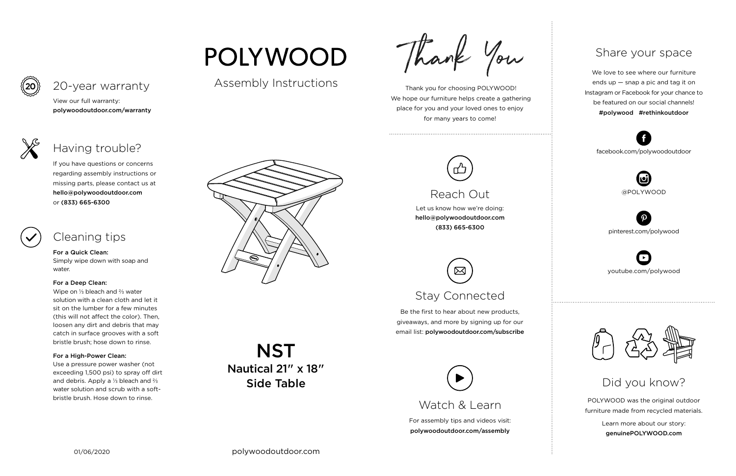# POLYWOOD

Assembly Instructions

## NST
**Nautical 21″ x 18″ Side Table**

## 20-year warranty

View our full warranty:
**polywoodoutdoor.com/warranty**

## Having trouble?

If you have questions or concerns regarding assembly instructions or missing parts, please contact us at **hello@polywoodoutdoor.com** or **(833) 665-6300**

## Cleaning tips

**For a Quick Clean:**
Simply wipe down with soap and water.

**For a Deep Clean:**
Wipe on ⅓ bleach and ⅔ water solution with a clean cloth and let it sit on the lumber for a few minutes (this will not affect the color). Then, loosen any dirt and debris that may catch in surface grooves with a soft bristle brush; hose down to rinse.

**For a High-Power Clean:**
Use a pressure power washer (not exceeding 1,500 psi) to spray off dirt and debris. Apply a ⅓ bleach and ⅔ water solution and scrub with a soft-bristle brush. Hose down to rinse.

01/06/2020

polywoodoutdoor.com

## Thank You

Thank you for choosing POLYWOOD! We hope our furniture helps create a gathering place for you and your loved ones to enjoy for many years to come!

## Reach Out

Let us know how we're doing:
**hello@polywoodoutdoor.com**
**(833) 665-6300**

## Stay Connected

Be the first to hear about new products, giveaways, and more by signing up for our email list: **polywoodoutdoor.com/subscribe**

## Watch & Learn

For assembly tips and videos visit:
**polywoodoutdoor.com/assembly**

## Share your space

We love to see where our furniture ends up — snap a pic and tag it on Instagram or Facebook for your chance to be featured on our social channels!
**#polywood #rethinkoutdoor**

facebook.com/polywoodoutdoor

@POLYWOOD

pinterest.com/polywood

youtube.com/polywood

## Did you know?

POLYWOOD was the original outdoor furniture made from recycled materials.

Learn more about our story:
**genuinePOLYWOOD.com**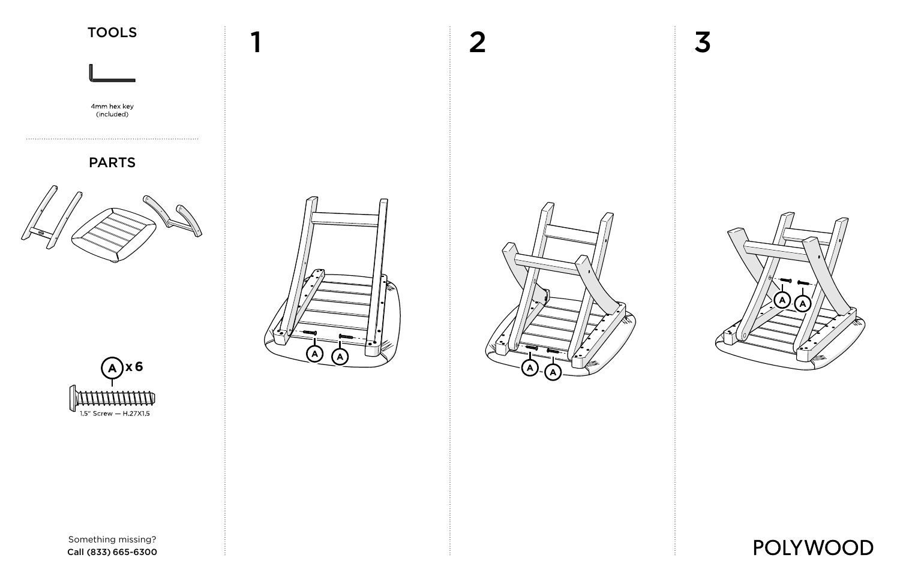## TOOLS

4mm hex key
(included)

## PARTS

A x 6

1.5" Screw — H.27X1.5

Something missing?
**Call (833) 665-6300**

## 1

A A

## 2

A A

## 3

A A

POLYWOOD